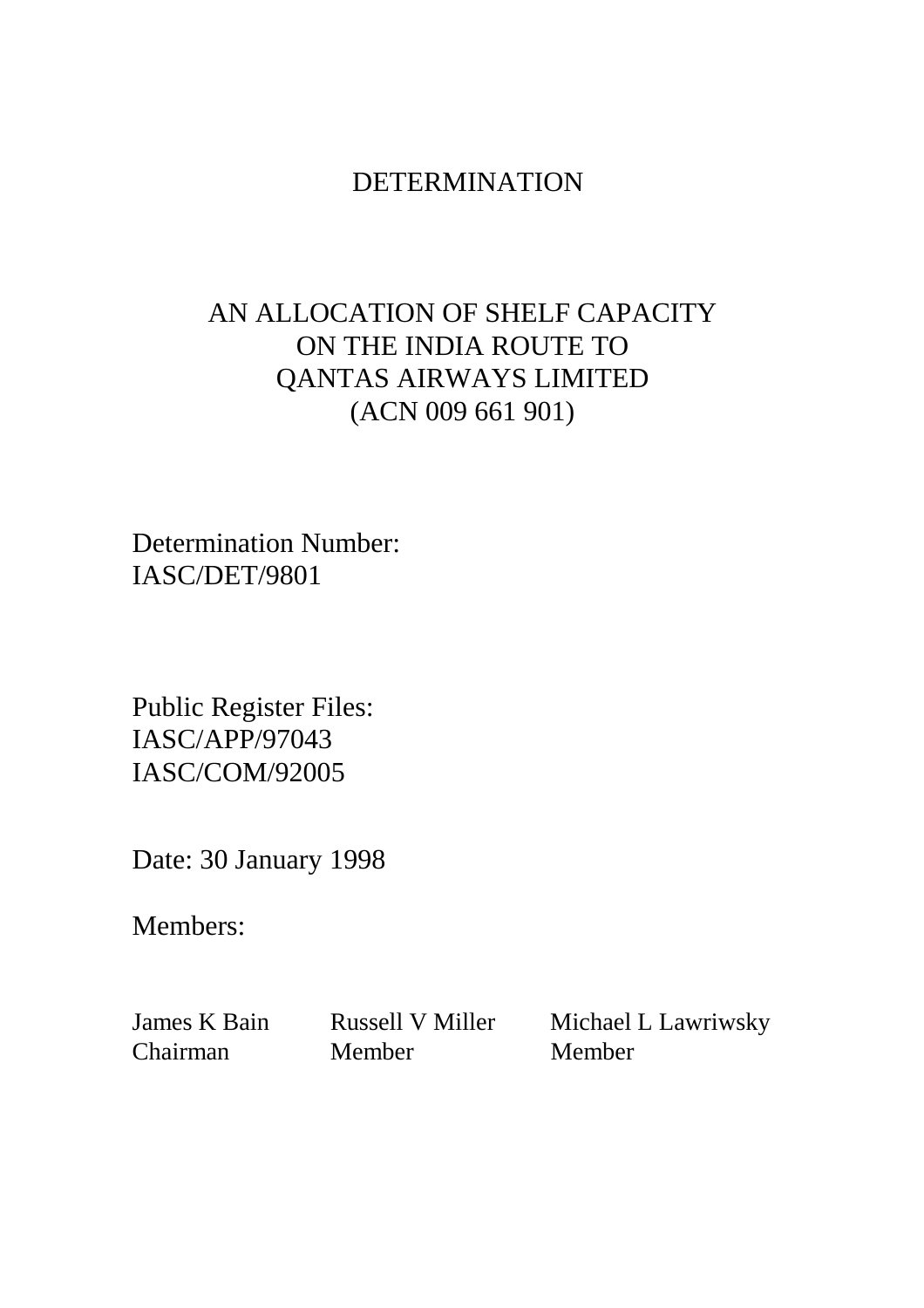# DETERMINATION

## AN ALLOCATION OF SHELF CAPACITY ON THE INDIA ROUTE TO QANTAS AIRWAYS LIMITED (ACN 009 661 901)

Determination Number:
IASC/DET/9801

Public Register Files:
IASC/APP/97043
IASC/COM/92005

Date: 30 January 1998

Members:

| James K Bain | Russell V Miller | Michael L Lawriwsky |
|---|---|---|
| Chairman | Member | Member |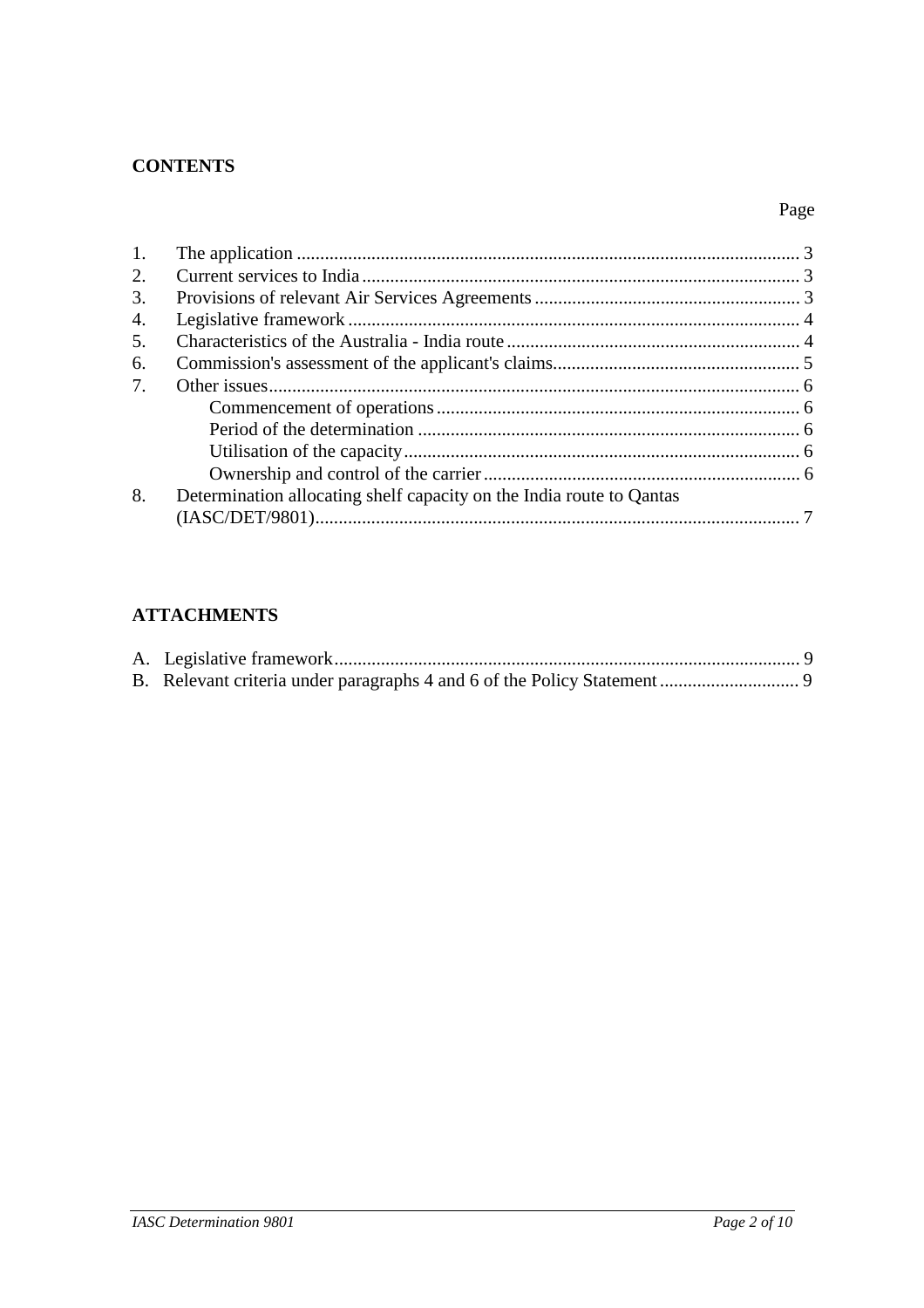## CONTENTS

| | | Page |
|---|---|---|
| 1. | The application | 3 |
| 2. | Current services to India | 3 |
| 3. | Provisions of relevant Air Services Agreements | 3 |
| 4. | Legislative framework | 4 |
| 5. | Characteristics of the Australia - India route | 4 |
| 6. | Commission's assessment of the applicant's claims | 5 |
| 7. | Other issues | 6 |
| | Commencement of operations | 6 |
| | Period of the determination | 6 |
| | Utilisation of the capacity | 6 |
| | Ownership and control of the carrier | 6 |
| 8. | Determination allocating shelf capacity on the India route to Qantas (IASC/DET/9801) | 7 |

## ATTACHMENTS

| | | |
|---|---|---|
| A. | Legislative framework | 9 |
| B. | Relevant criteria under paragraphs 4 and 6 of the Policy Statement | 9 |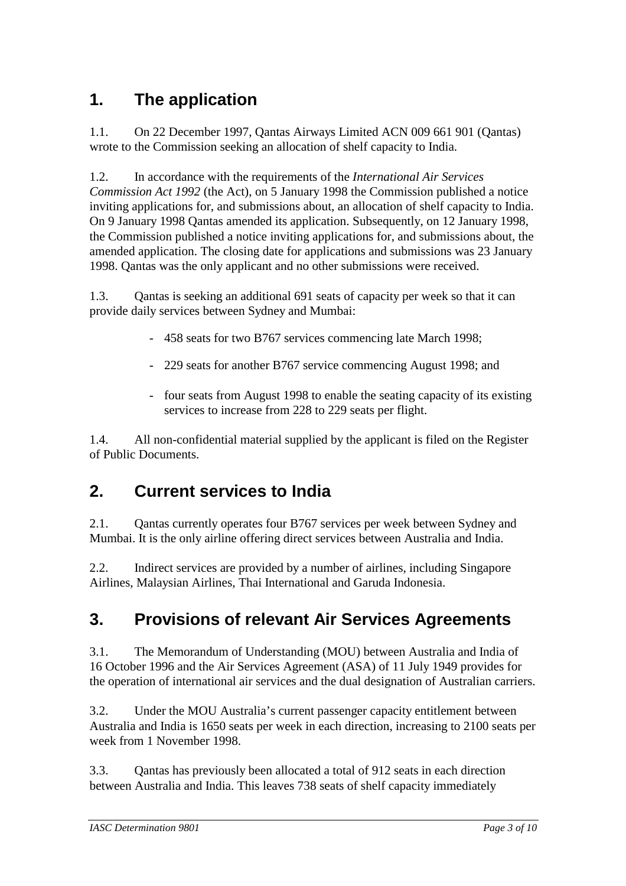## 1. The application

1.1. On 22 December 1997, Qantas Airways Limited ACN 009 661 901 (Qantas) wrote to the Commission seeking an allocation of shelf capacity to India.

1.2. In accordance with the requirements of the *International Air Services Commission Act 1992* (the Act), on 5 January 1998 the Commission published a notice inviting applications for, and submissions about, an allocation of shelf capacity to India. On 9 January 1998 Qantas amended its application. Subsequently, on 12 January 1998, the Commission published a notice inviting applications for, and submissions about, the amended application. The closing date for applications and submissions was 23 January 1998. Qantas was the only applicant and no other submissions were received.

1.3. Qantas is seeking an additional 691 seats of capacity per week so that it can provide daily services between Sydney and Mumbai:

- 458 seats for two B767 services commencing late March 1998;
- 229 seats for another B767 service commencing August 1998; and
- four seats from August 1998 to enable the seating capacity of its existing services to increase from 228 to 229 seats per flight.

1.4. All non-confidential material supplied by the applicant is filed on the Register of Public Documents.

## 2. Current services to India

2.1. Qantas currently operates four B767 services per week between Sydney and Mumbai. It is the only airline offering direct services between Australia and India.

2.2. Indirect services are provided by a number of airlines, including Singapore Airlines, Malaysian Airlines, Thai International and Garuda Indonesia.

## 3. Provisions of relevant Air Services Agreements

3.1. The Memorandum of Understanding (MOU) between Australia and India of 16 October 1996 and the Air Services Agreement (ASA) of 11 July 1949 provides for the operation of international air services and the dual designation of Australian carriers.

3.2. Under the MOU Australia's current passenger capacity entitlement between Australia and India is 1650 seats per week in each direction, increasing to 2100 seats per week from 1 November 1998.

3.3. Qantas has previously been allocated a total of 912 seats in each direction between Australia and India. This leaves 738 seats of shelf capacity immediately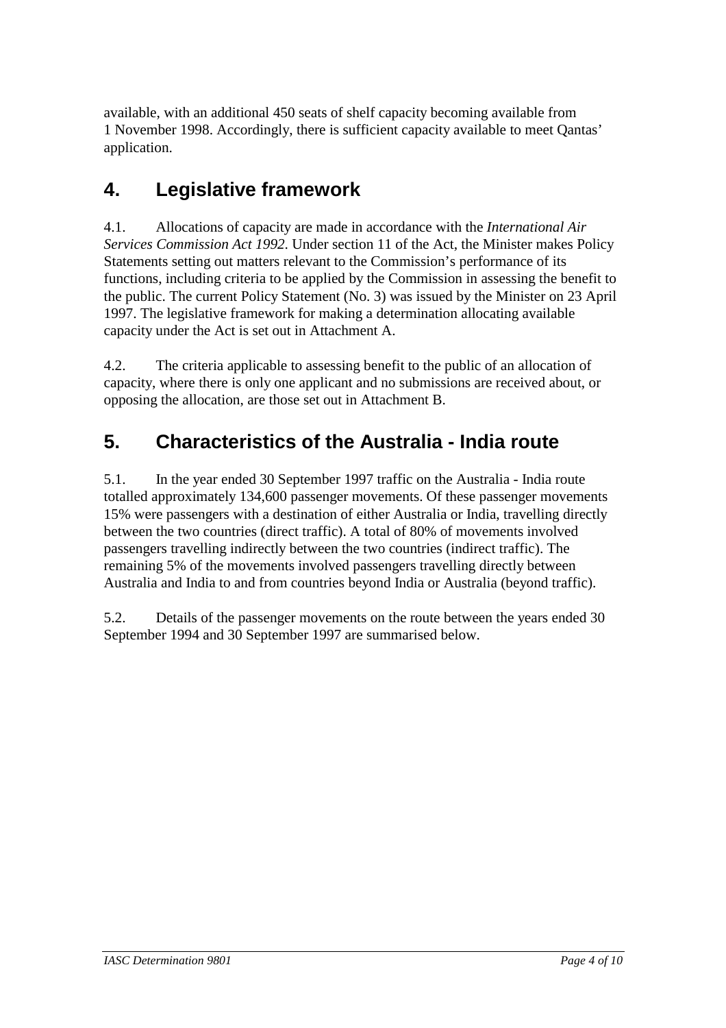available, with an additional 450 seats of shelf capacity becoming available from 1 November 1998. Accordingly, there is sufficient capacity available to meet Qantas' application.

## 4. Legislative framework

4.1. Allocations of capacity are made in accordance with the *International Air Services Commission Act 1992*. Under section 11 of the Act, the Minister makes Policy Statements setting out matters relevant to the Commission's performance of its functions, including criteria to be applied by the Commission in assessing the benefit to the public. The current Policy Statement (No. 3) was issued by the Minister on 23 April 1997. The legislative framework for making a determination allocating available capacity under the Act is set out in Attachment A.

4.2. The criteria applicable to assessing benefit to the public of an allocation of capacity, where there is only one applicant and no submissions are received about, or opposing the allocation, are those set out in Attachment B.

## 5. Characteristics of the Australia - India route

5.1. In the year ended 30 September 1997 traffic on the Australia - India route totalled approximately 134,600 passenger movements. Of these passenger movements 15% were passengers with a destination of either Australia or India, travelling directly between the two countries (direct traffic). A total of 80% of movements involved passengers travelling indirectly between the two countries (indirect traffic). The remaining 5% of the movements involved passengers travelling directly between Australia and India to and from countries beyond India or Australia (beyond traffic).

5.2. Details of the passenger movements on the route between the years ended 30 September 1994 and 30 September 1997 are summarised below.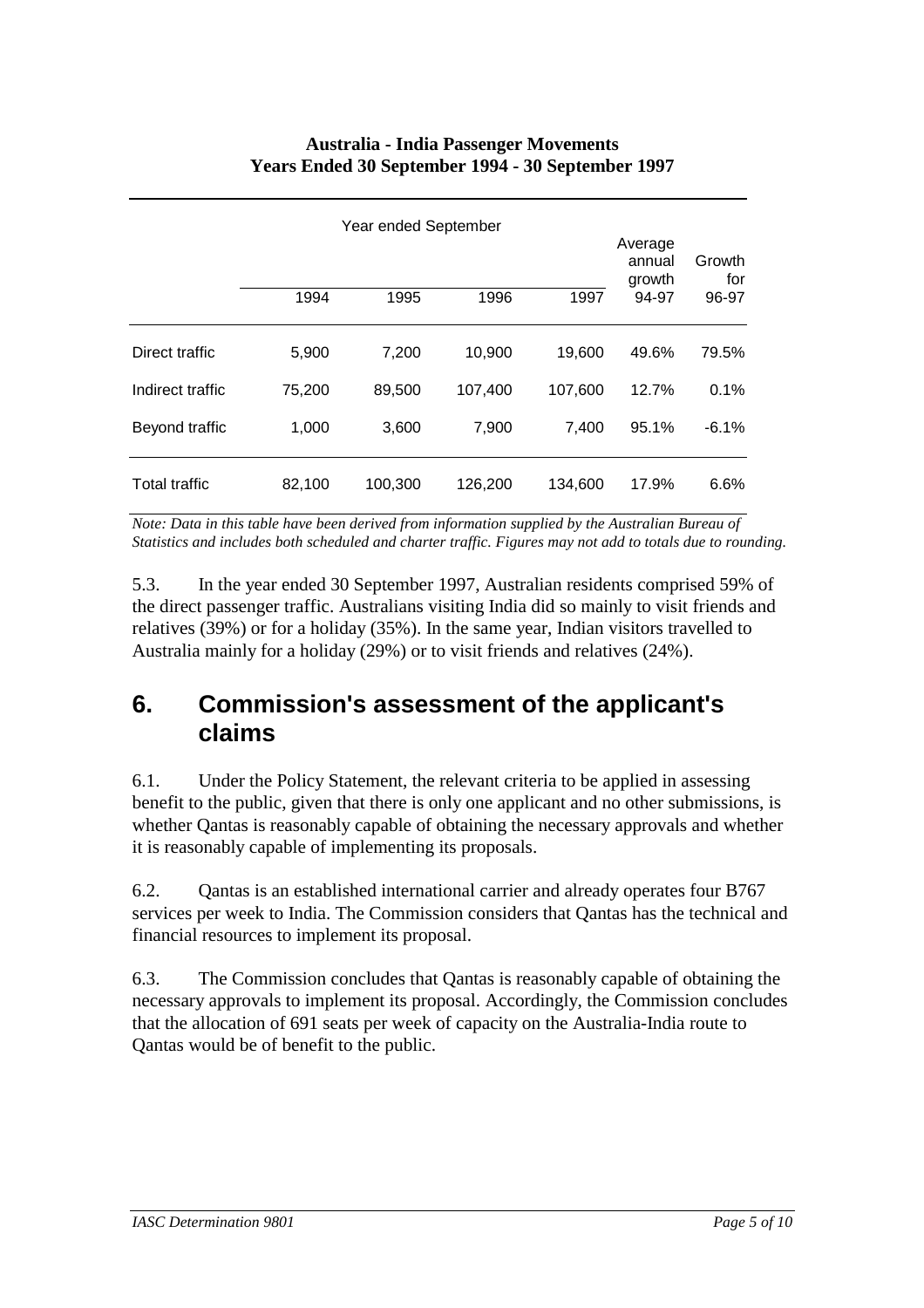**Australia - India Passenger Movements**
**Years Ended 30 September 1994 - 30 September 1997**

| | Year ended September | | | | Average annual growth | Growth for |
|---|---|---|---|---|---|---|
| | 1994 | 1995 | 1996 | 1997 | 94-97 | 96-97 |
| Direct traffic | 5,900 | 7,200 | 10,900 | 19,600 | 49.6% | 79.5% |
| Indirect traffic | 75,200 | 89,500 | 107,400 | 107,600 | 12.7% | 0.1% |
| Beyond traffic | 1,000 | 3,600 | 7,900 | 7,400 | 95.1% | -6.1% |
| Total traffic | 82,100 | 100,300 | 126,200 | 134,600 | 17.9% | 6.6% |

*Note: Data in this table have been derived from information supplied by the Australian Bureau of Statistics and includes both scheduled and charter traffic. Figures may not add to totals due to rounding.*

5.3. In the year ended 30 September 1997, Australian residents comprised 59% of the direct passenger traffic. Australians visiting India did so mainly to visit friends and relatives (39%) or for a holiday (35%). In the same year, Indian visitors travelled to Australia mainly for a holiday (29%) or to visit friends and relatives (24%).

## 6. Commission's assessment of the applicant's claims

6.1. Under the Policy Statement, the relevant criteria to be applied in assessing benefit to the public, given that there is only one applicant and no other submissions, is whether Qantas is reasonably capable of obtaining the necessary approvals and whether it is reasonably capable of implementing its proposals.

6.2. Qantas is an established international carrier and already operates four B767 services per week to India. The Commission considers that Qantas has the technical and financial resources to implement its proposal.

6.3. The Commission concludes that Qantas is reasonably capable of obtaining the necessary approvals to implement its proposal. Accordingly, the Commission concludes that the allocation of 691 seats per week of capacity on the Australia-India route to Qantas would be of benefit to the public.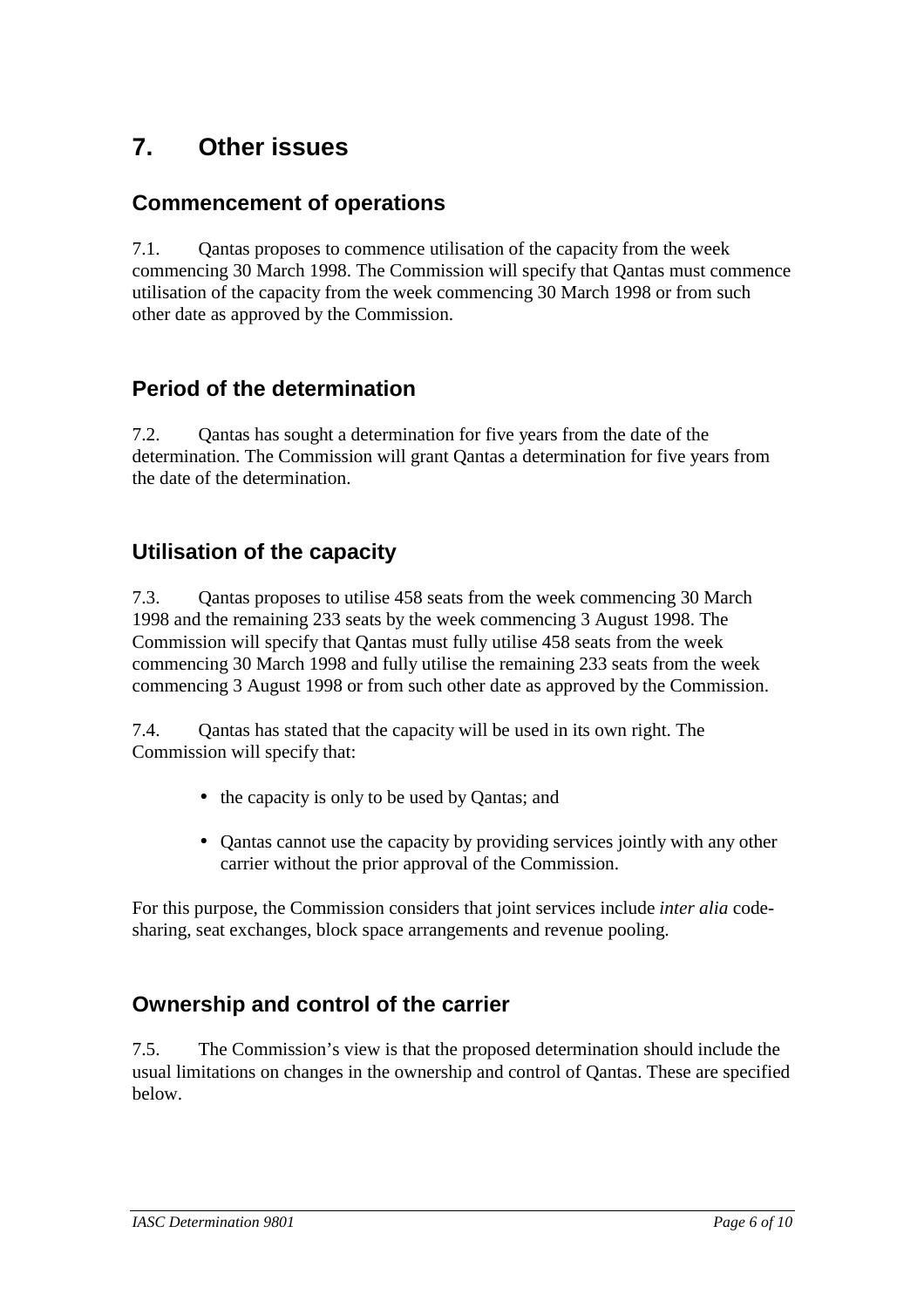# 7. Other issues

## Commencement of operations

7.1. Qantas proposes to commence utilisation of the capacity from the week commencing 30 March 1998. The Commission will specify that Qantas must commence utilisation of the capacity from the week commencing 30 March 1998 or from such other date as approved by the Commission.

## Period of the determination

7.2. Qantas has sought a determination for five years from the date of the determination. The Commission will grant Qantas a determination for five years from the date of the determination.

## Utilisation of the capacity

7.3. Qantas proposes to utilise 458 seats from the week commencing 30 March 1998 and the remaining 233 seats by the week commencing 3 August 1998. The Commission will specify that Qantas must fully utilise 458 seats from the week commencing 30 March 1998 and fully utilise the remaining 233 seats from the week commencing 3 August 1998 or from such other date as approved by the Commission.

7.4. Qantas has stated that the capacity will be used in its own right. The Commission will specify that:

- the capacity is only to be used by Qantas; and
- Qantas cannot use the capacity by providing services jointly with any other carrier without the prior approval of the Commission.

For this purpose, the Commission considers that joint services include *inter alia* code-sharing, seat exchanges, block space arrangements and revenue pooling.

## Ownership and control of the carrier

7.5. The Commission's view is that the proposed determination should include the usual limitations on changes in the ownership and control of Qantas. These are specified below.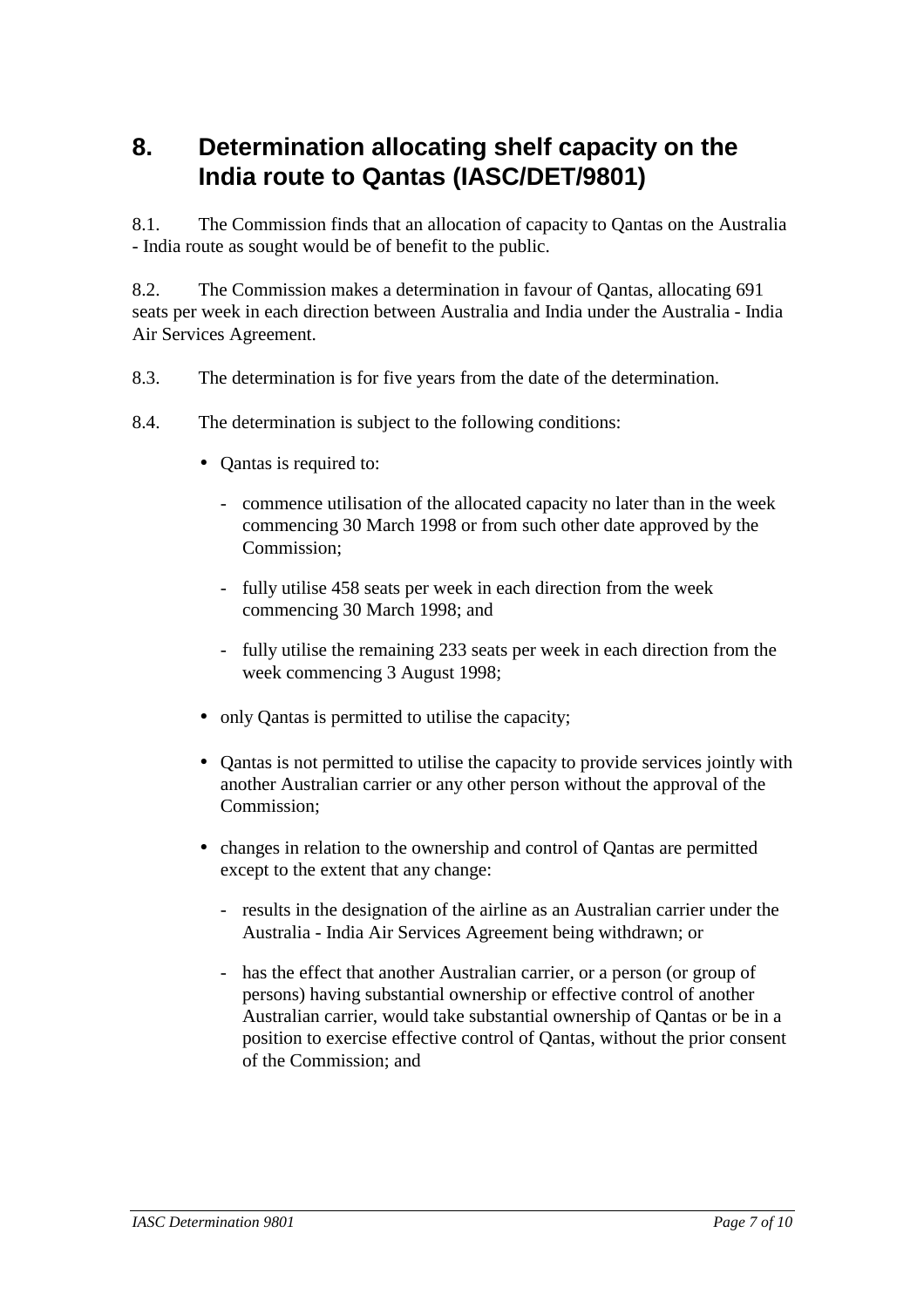# 8. Determination allocating shelf capacity on the India route to Qantas (IASC/DET/9801)

8.1. The Commission finds that an allocation of capacity to Qantas on the Australia - India route as sought would be of benefit to the public.

8.2. The Commission makes a determination in favour of Qantas, allocating 691 seats per week in each direction between Australia and India under the Australia - India Air Services Agreement.

8.3. The determination is for five years from the date of the determination.

8.4. The determination is subject to the following conditions:

- Qantas is required to:
  - commence utilisation of the allocated capacity no later than in the week commencing 30 March 1998 or from such other date approved by the Commission;
  - fully utilise 458 seats per week in each direction from the week commencing 30 March 1998; and
  - fully utilise the remaining 233 seats per week in each direction from the week commencing 3 August 1998;
- only Qantas is permitted to utilise the capacity;
- Qantas is not permitted to utilise the capacity to provide services jointly with another Australian carrier or any other person without the approval of the Commission;
- changes in relation to the ownership and control of Qantas are permitted except to the extent that any change:
  - results in the designation of the airline as an Australian carrier under the Australia - India Air Services Agreement being withdrawn; or
  - has the effect that another Australian carrier, or a person (or group of persons) having substantial ownership or effective control of another Australian carrier, would take substantial ownership of Qantas or be in a position to exercise effective control of Qantas, without the prior consent of the Commission; and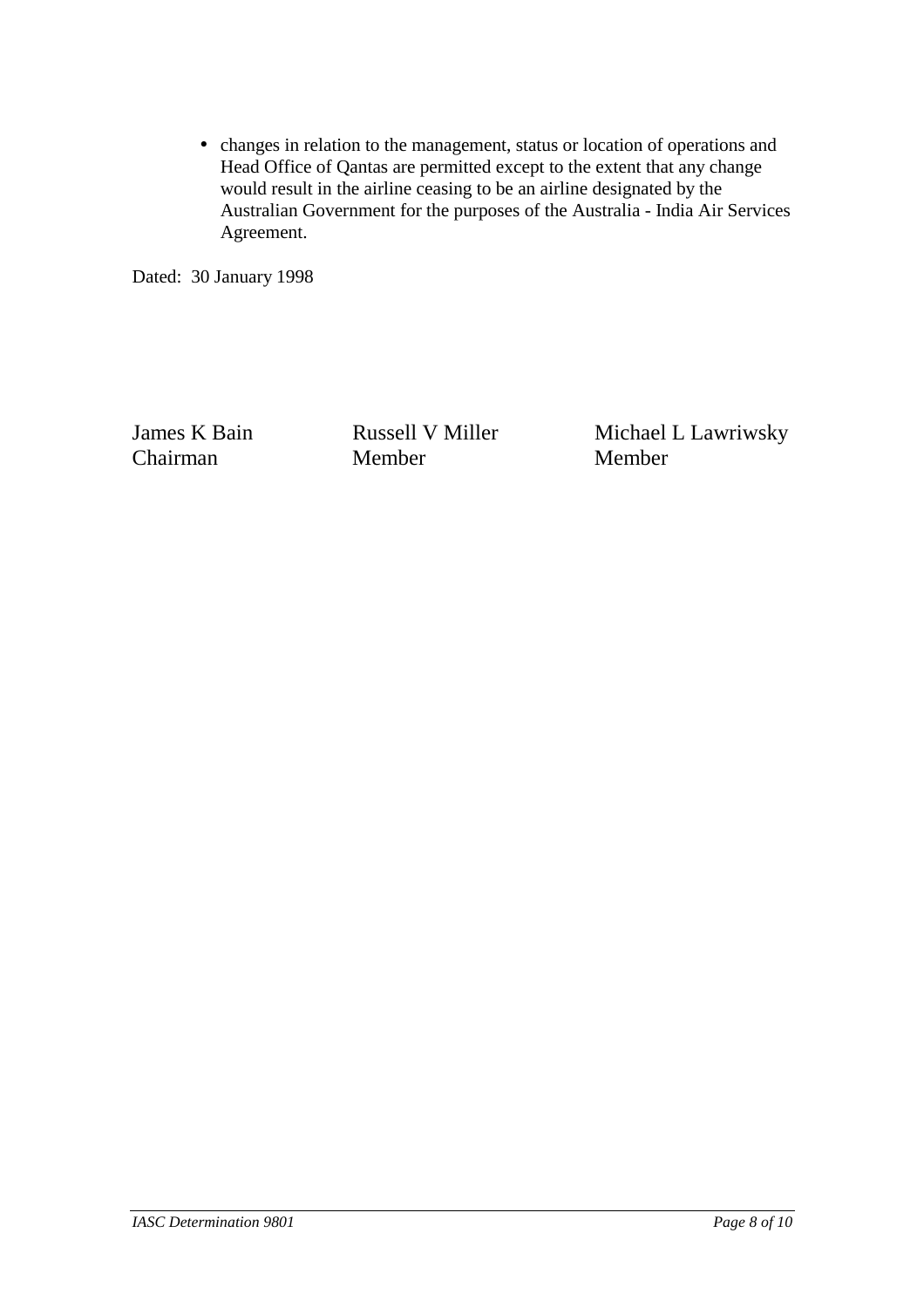- changes in relation to the management, status or location of operations and Head Office of Qantas are permitted except to the extent that any change would result in the airline ceasing to be an airline designated by the Australian Government for the purposes of the Australia - India Air Services Agreement.

Dated: 30 January 1998

| James K Bain | Russell V Miller | Michael L Lawriwsky |
|---|---|---|
| Chairman | Member | Member |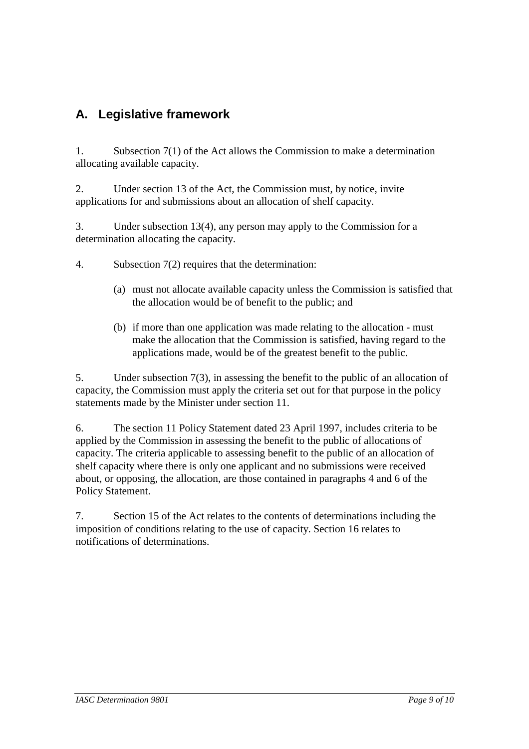## A. Legislative framework

1. Subsection 7(1) of the Act allows the Commission to make a determination allocating available capacity.

2. Under section 13 of the Act, the Commission must, by notice, invite applications for and submissions about an allocation of shelf capacity.

3. Under subsection 13(4), any person may apply to the Commission for a determination allocating the capacity.

4. Subsection 7(2) requires that the determination:

   (a) must not allocate available capacity unless the Commission is satisfied that the allocation would be of benefit to the public; and

   (b) if more than one application was made relating to the allocation - must make the allocation that the Commission is satisfied, having regard to the applications made, would be of the greatest benefit to the public.

5. Under subsection 7(3), in assessing the benefit to the public of an allocation of capacity, the Commission must apply the criteria set out for that purpose in the policy statements made by the Minister under section 11.

6. The section 11 Policy Statement dated 23 April 1997, includes criteria to be applied by the Commission in assessing the benefit to the public of allocations of capacity. The criteria applicable to assessing benefit to the public of an allocation of shelf capacity where there is only one applicant and no submissions were received about, or opposing, the allocation, are those contained in paragraphs 4 and 6 of the Policy Statement.

7. Section 15 of the Act relates to the contents of determinations including the imposition of conditions relating to the use of capacity. Section 16 relates to notifications of determinations.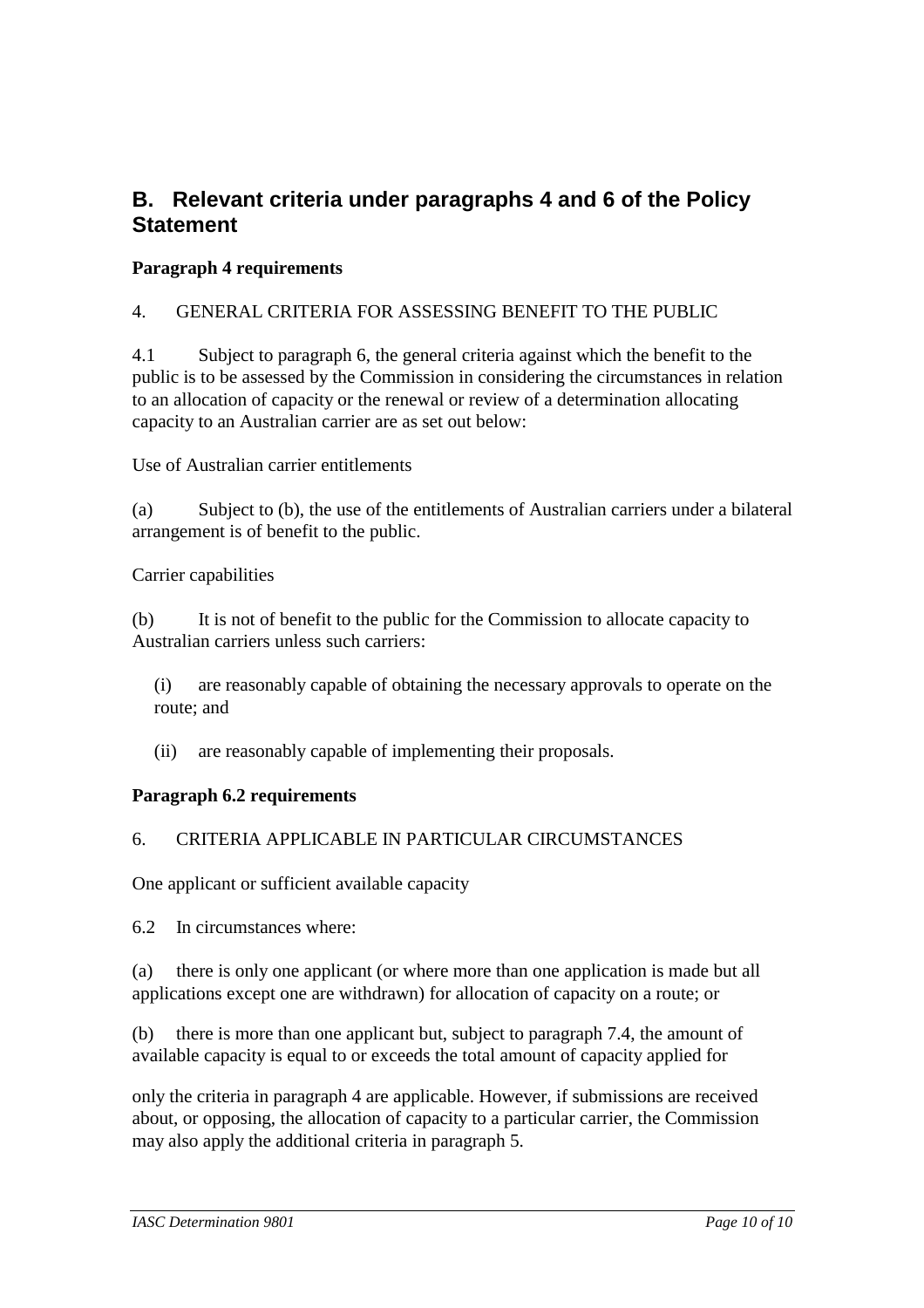## B. Relevant criteria under paragraphs 4 and 6 of the Policy Statement

**Paragraph 4 requirements**

4. GENERAL CRITERIA FOR ASSESSING BENEFIT TO THE PUBLIC

4.1 Subject to paragraph 6, the general criteria against which the benefit to the public is to be assessed by the Commission in considering the circumstances in relation to an allocation of capacity or the renewal or review of a determination allocating capacity to an Australian carrier are as set out below:

Use of Australian carrier entitlements

(a) Subject to (b), the use of the entitlements of Australian carriers under a bilateral arrangement is of benefit to the public.

Carrier capabilities

(b) It is not of benefit to the public for the Commission to allocate capacity to Australian carriers unless such carriers:

(i) are reasonably capable of obtaining the necessary approvals to operate on the route; and

(ii) are reasonably capable of implementing their proposals.

**Paragraph 6.2 requirements**

6. CRITERIA APPLICABLE IN PARTICULAR CIRCUMSTANCES

One applicant or sufficient available capacity

6.2 In circumstances where:

(a) there is only one applicant (or where more than one application is made but all applications except one are withdrawn) for allocation of capacity on a route; or

(b) there is more than one applicant but, subject to paragraph 7.4, the amount of available capacity is equal to or exceeds the total amount of capacity applied for

only the criteria in paragraph 4 are applicable. However, if submissions are received about, or opposing, the allocation of capacity to a particular carrier, the Commission may also apply the additional criteria in paragraph 5.